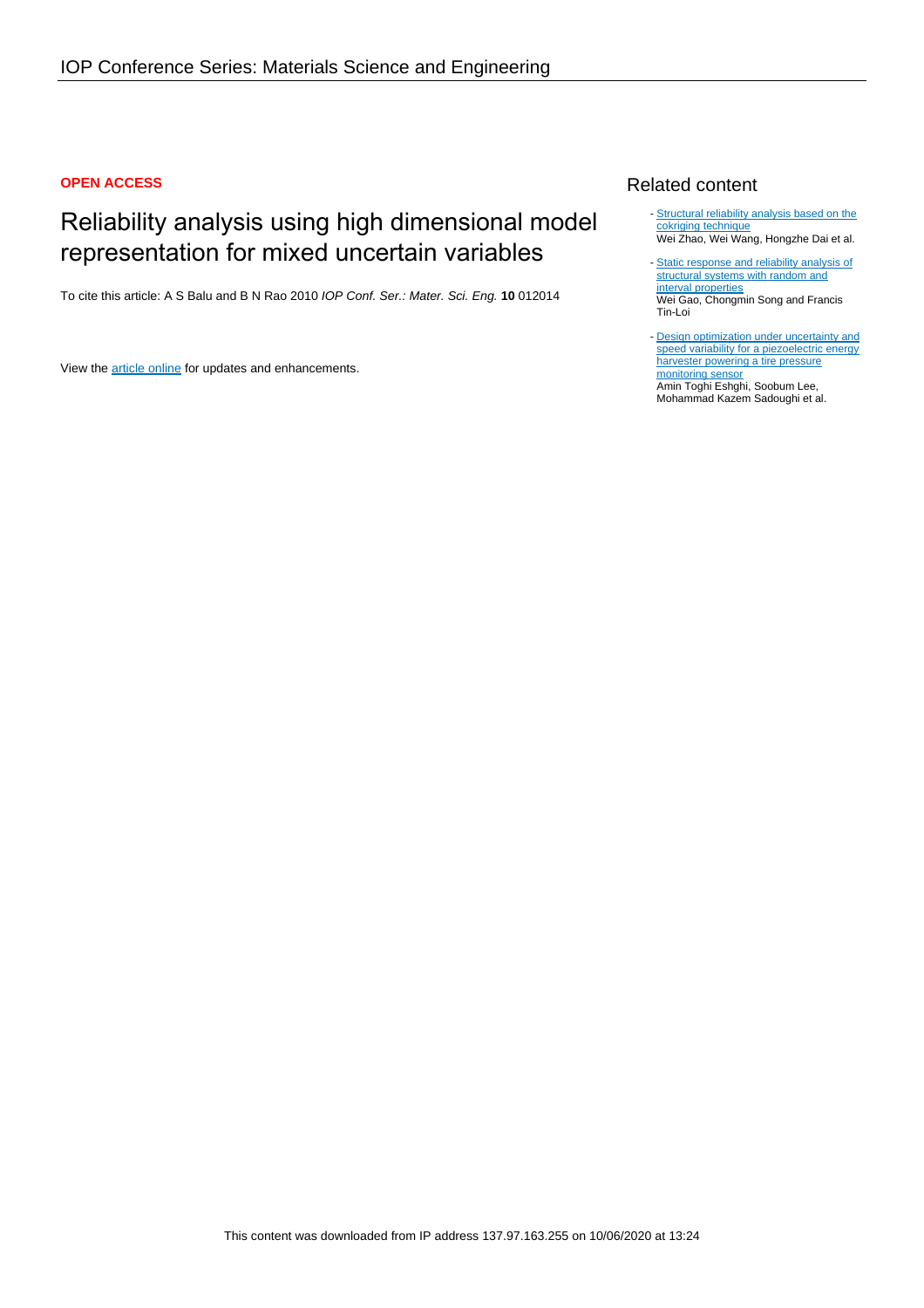**OPEN ACCESS**

# Reliability analysis using high dimensional model representation for mixed uncertain variables

To cite this article: A S Balu and B N Rao 2010 *IOP Conf. Ser.: Mater. Sci. Eng.* **10** 012014

View the article online for updates and enhancements.

## Related content

- Structural reliability analysis based on the cokriging technique
  Wei Zhao, Wei Wang, Hongzhe Dai et al.

- Static response and reliability analysis of structural systems with random and interval properties
  Wei Gao, Chongmin Song and Francis Tin-Loi

- Design optimization under uncertainty and speed variability for a piezoelectric energy harvester powering a tire pressure monitoring sensor
  Amin Toghi Eshghi, Soobum Lee, Mohammad Kazem Sadoughi et al.

This content was downloaded from IP address 137.97.163.255 on 10/06/2020 at 13:24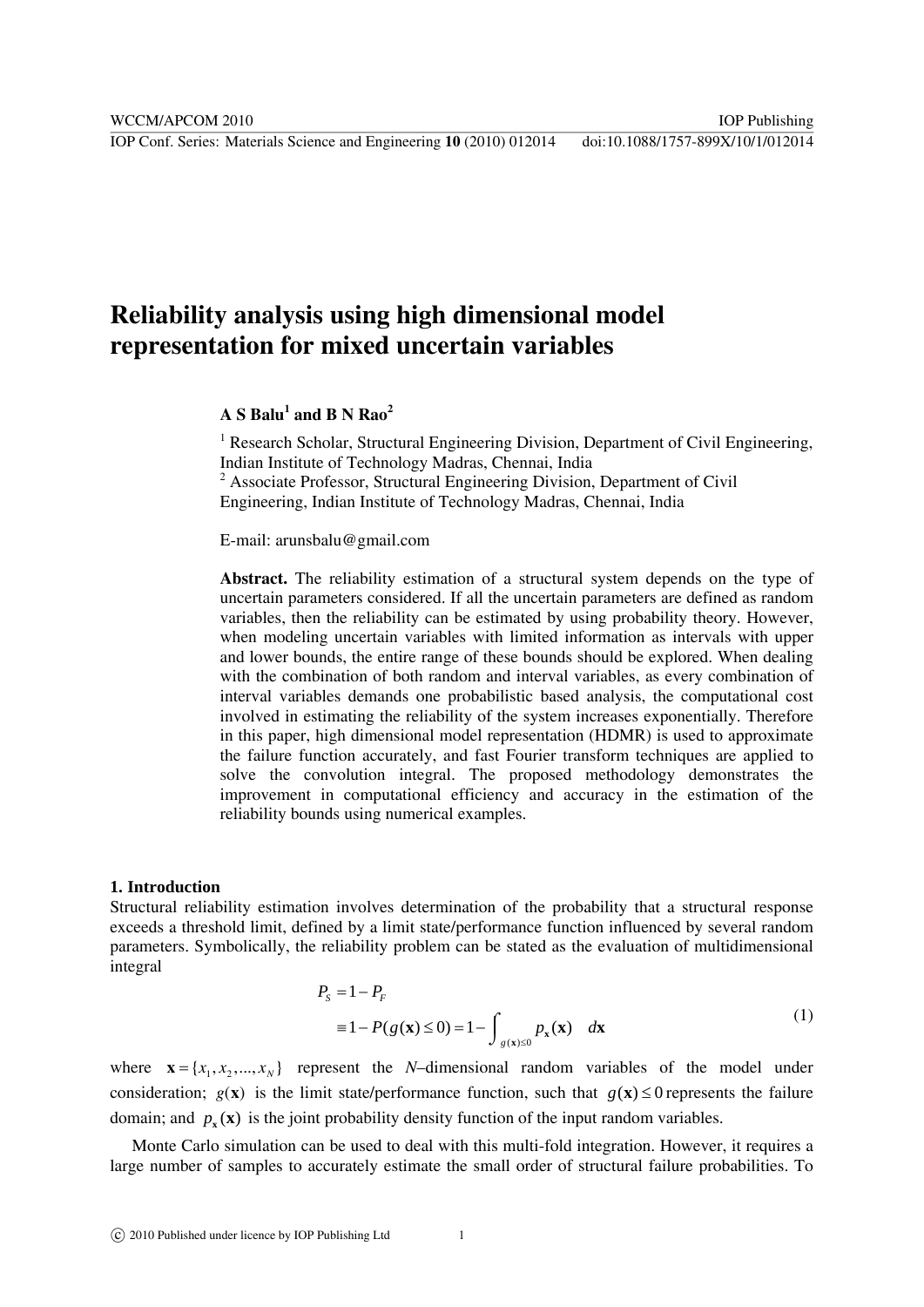# Reliability analysis using high dimensional model representation for mixed uncertain variables

**A S Balu[1] and B N Rao[2]**

[1] Research Scholar, Structural Engineering Division, Department of Civil Engineering, Indian Institute of Technology Madras, Chennai, India

[2] Associate Professor, Structural Engineering Division, Department of Civil Engineering, Indian Institute of Technology Madras, Chennai, India

E-mail: arunsbalu@gmail.com

**Abstract.** The reliability estimation of a structural system depends on the type of uncertain parameters considered. If all the uncertain parameters are defined as random variables, then the reliability can be estimated by using probability theory. However, when modeling uncertain variables with limited information as intervals with upper and lower bounds, the entire range of these bounds should be explored. When dealing with the combination of both random and interval variables, as every combination of interval variables demands one probabilistic based analysis, the computational cost involved in estimating the reliability of the system increases exponentially. Therefore in this paper, high dimensional model representation (HDMR) is used to approximate the failure function accurately, and fast Fourier transform techniques are applied to solve the convolution integral. The proposed methodology demonstrates the improvement in computational efficiency and accuracy in the estimation of the reliability bounds using numerical examples.

## 1. Introduction

Structural reliability estimation involves determination of the probability that a structural response exceeds a threshold limit, defined by a limit state/performance function influenced by several random parameters. Symbolically, the reliability problem can be stated as the evaluation of multidimensional integral

$$
\begin{aligned}
P_S &= 1 - P_F \\
&\equiv 1 - P(g(\mathbf{x}) \leq 0) = 1 - \int_{g(\mathbf{x}) \leq 0} p_{\mathbf{x}}(\mathbf{x}) \quad d\mathbf{x}
\end{aligned}
\tag{1}
$$

where $\mathbf{x} = \{x_1, x_2, ..., x_N\}$ represent the $N$–dimensional random variables of the model under consideration; $g(\mathbf{x})$ is the limit state/performance function, such that $g(\mathbf{x}) \leq 0$ represents the failure domain; and $p_{\mathbf{x}}(\mathbf{x})$ is the joint probability density function of the input random variables.

Monte Carlo simulation can be used to deal with this multi-fold integration. However, it requires a large number of samples to accurately estimate the small order of structural failure probabilities. To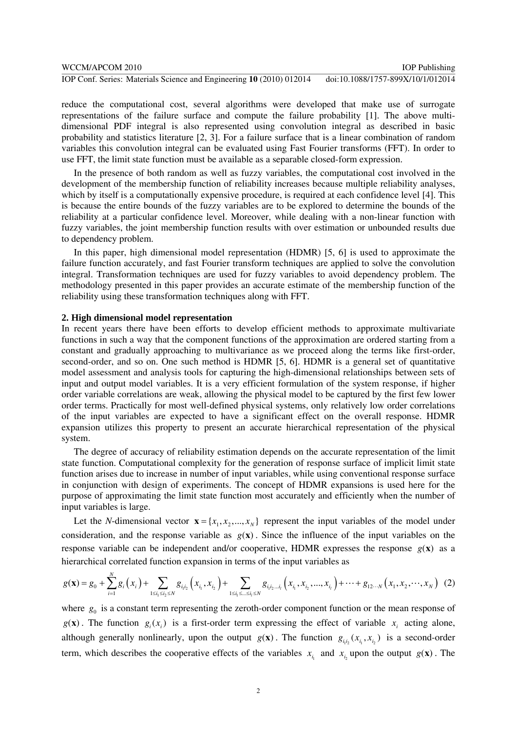reduce the computational cost, several algorithms were developed that make use of surrogate representations of the failure surface and compute the failure probability [1]. The above multi-dimensional PDF integral is also represented using convolution integral as described in basic probability and statistics literature [2, 3]. For a failure surface that is a linear combination of random variables this convolution integral can be evaluated using Fast Fourier transforms (FFT). In order to use FFT, the limit state function must be available as a separable closed-form expression.

In the presence of both random as well as fuzzy variables, the computational cost involved in the development of the membership function of reliability increases because multiple reliability analyses, which by itself is a computationally expensive procedure, is required at each confidence level [4]. This is because the entire bounds of the fuzzy variables are to be explored to determine the bounds of the reliability at a particular confidence level. Moreover, while dealing with a non-linear function with fuzzy variables, the joint membership function results with over estimation or unbounded results due to dependency problem.

In this paper, high dimensional model representation (HDMR) [5, 6] is used to approximate the failure function accurately, and fast Fourier transform techniques are applied to solve the convolution integral. Transformation techniques are used for fuzzy variables to avoid dependency problem. The methodology presented in this paper provides an accurate estimate of the membership function of the reliability using these transformation techniques along with FFT.

## 2. High dimensional model representation

In recent years there have been efforts to develop efficient methods to approximate multivariate functions in such a way that the component functions of the approximation are ordered starting from a constant and gradually approaching to multivariance as we proceed along the terms like first-order, second-order, and so on. One such method is HDMR [5, 6]. HDMR is a general set of quantitative model assessment and analysis tools for capturing the high-dimensional relationships between sets of input and output model variables. It is a very efficient formulation of the system response, if higher order variable correlations are weak, allowing the physical model to be captured by the first few lower order terms. Practically for most well-defined physical systems, only relatively low order correlations of the input variables are expected to have a significant effect on the overall response. HDMR expansion utilizes this property to present an accurate hierarchical representation of the physical system.

The degree of accuracy of reliability estimation depends on the accurate representation of the limit state function. Computational complexity for the generation of response surface of implicit limit state function arises due to increase in number of input variables, while using conventional response surface in conjunction with design of experiments. The concept of HDMR expansions is used here for the purpose of approximating the limit state function most accurately and efficiently when the number of input variables is large.

Let the $N$-dimensional vector $\mathbf{x} = \{x_1, x_2, ..., x_N\}$ represent the input variables of the model under consideration, and the response variable as $g(\mathbf{x})$. Since the influence of the input variables on the response variable can be independent and/or cooperative, HDMR expresses the response $g(\mathbf{x})$ as a hierarchical correlated function expansion in terms of the input variables as

$$g(\mathbf{x}) = g_0 + \sum_{i=1}^{N} g_i\left(x_i\right) + \sum_{1 \le i_1 \le i_2 \le N} g_{i_1 i_2}\left(x_{i_1}, x_{i_2}\right) + \sum_{1 \le i_1 \le \ldots \le i_l \le N} g_{i_1 i_2 \ldots i_l}\left(x_{i_1}, x_{i_2}, ..., x_{i_l}\right) + \cdots + g_{12\cdots N}\left(x_1, x_2, \cdots, x_N\right) \quad (2)$$

where $g_0$ is a constant term representing the zeroth-order component function or the mean response of $g(\mathbf{x})$. The function $g_i(x_i)$ is a first-order term expressing the effect of variable $x_i$ acting alone, although generally nonlinearly, upon the output $g(\mathbf{x})$. The function $g_{i_1 i_2}(x_{i_1}, x_{i_2})$ is a second-order term, which describes the cooperative effects of the variables $x_{i_1}$ and $x_{i_2}$ upon the output $g(\mathbf{x})$. The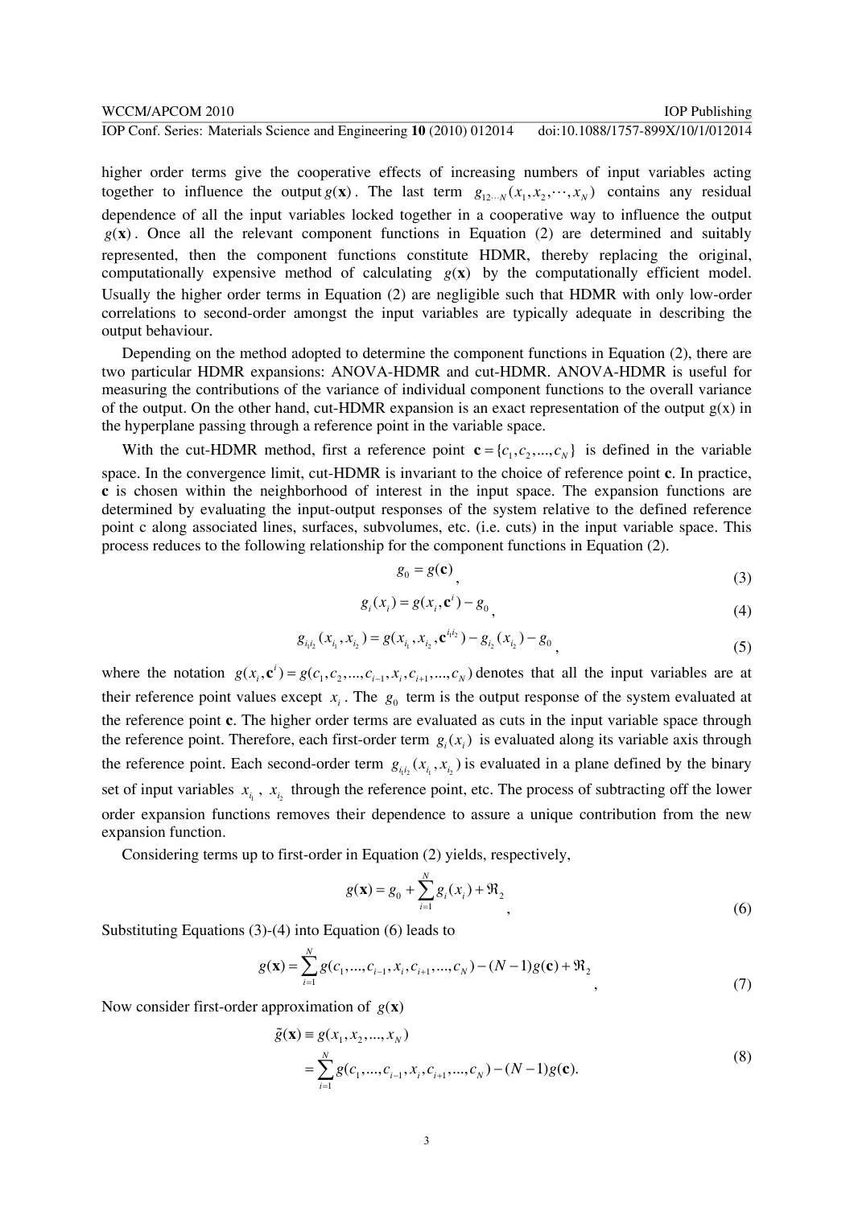higher order terms give the cooperative effects of increasing numbers of input variables acting together to influence the output $g(\mathbf{x})$. The last term $g_{12\cdots N}(x_1, x_2, \cdots, x_N)$ contains any residual dependence of all the input variables locked together in a cooperative way to influence the output $g(\mathbf{x})$. Once all the relevant component functions in Equation (2) are determined and suitably represented, then the component functions constitute HDMR, thereby replacing the original, computationally expensive method of calculating $g(\mathbf{x})$ by the computationally efficient model. Usually the higher order terms in Equation (2) are negligible such that HDMR with only low-order correlations to second-order amongst the input variables are typically adequate in describing the output behaviour.

Depending on the method adopted to determine the component functions in Equation (2), there are two particular HDMR expansions: ANOVA-HDMR and cut-HDMR. ANOVA-HDMR is useful for measuring the contributions of the variance of individual component functions to the overall variance of the output. On the other hand, cut-HDMR expansion is an exact representation of the output g(x) in the hyperplane passing through a reference point in the variable space.

With the cut-HDMR method, first a reference point $\mathbf{c} = \{c_1, c_2, ..., c_N\}$ is defined in the variable space. In the convergence limit, cut-HDMR is invariant to the choice of reference point **c**. In practice, **c** is chosen within the neighborhood of interest in the input space. The expansion functions are determined by evaluating the input-output responses of the system relative to the defined reference point c along associated lines, surfaces, subvolumes, etc. (i.e. cuts) in the input variable space. This process reduces to the following relationship for the component functions in Equation (2).

$$g_0 = g(\mathbf{c}), \tag{3}$$

$$g_i(x_i) = g(x_i, \mathbf{c}^i) - g_0, \tag{4}$$

$$g_{i_1 i_2}(x_{i_1}, x_{i_2}) = g(x_{i_1}, x_{i_2}, \mathbf{c}^{i_1 i_2}) - g_{i_2}(x_{i_2}) - g_0, \tag{5}$$

where the notation $g(x_i, \mathbf{c}^i) = g(c_1, c_2, ..., c_{i-1}, x_i, c_{i+1}, ..., c_N)$ denotes that all the input variables are at their reference point values except $x_i$. The $g_0$ term is the output response of the system evaluated at the reference point **c**. The higher order terms are evaluated as cuts in the input variable space through the reference point. Therefore, each first-order term $g_i(x_i)$ is evaluated along its variable axis through the reference point. Each second-order term $g_{i_1 i_2}(x_{i_1}, x_{i_2})$ is evaluated in a plane defined by the binary set of input variables $x_{i_1}$, $x_{i_2}$ through the reference point, etc. The process of subtracting off the lower order expansion functions removes their dependence to assure a unique contribution from the new expansion function.

Considering terms up to first-order in Equation (2) yields, respectively,

$$g(\mathbf{x}) = g_0 + \sum_{i=1}^{N} g_i(x_i) + \Re_2, \tag{6}$$

Substituting Equations (3)-(4) into Equation (6) leads to

$$g(\mathbf{x}) = \sum_{i=1}^{N} g(c_1, ..., c_{i-1}, x_i, c_{i+1}, ..., c_N) - (N-1)g(\mathbf{c}) + \Re_2, \tag{7}$$

Now consider first-order approximation of $g(\mathbf{x})$

$$\begin{aligned} \tilde{g}(\mathbf{x}) &\equiv g(x_1, x_2, ..., x_N) \\ &= \sum_{i=1}^{N} g(c_1, ..., c_{i-1}, x_i, c_{i+1}, ..., c_N) - (N-1)g(\mathbf{c}). \end{aligned} \tag{8}$$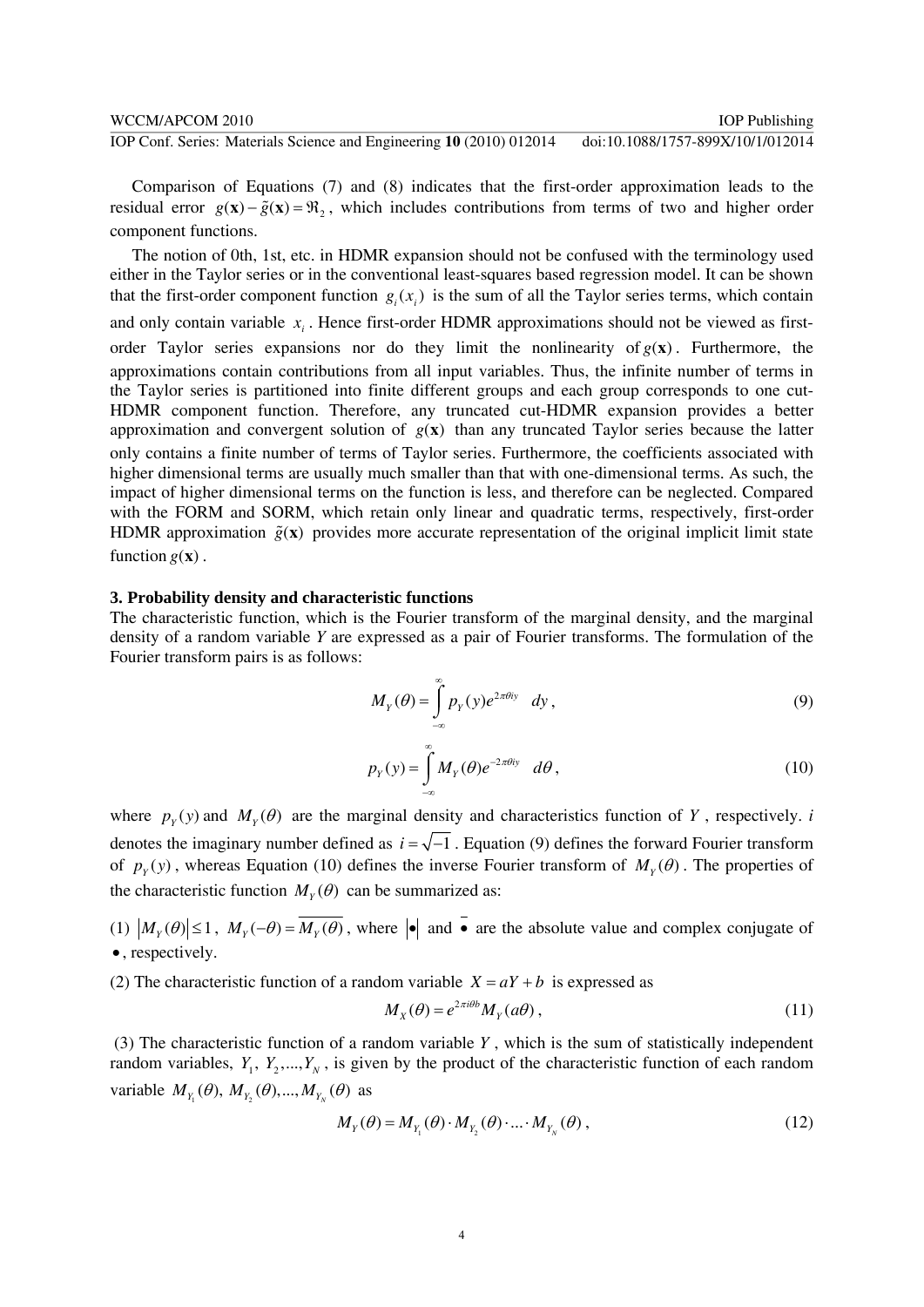Comparison of Equations (7) and (8) indicates that the first-order approximation leads to the residual error $g(\mathbf{x}) - \tilde{g}(\mathbf{x}) = \Re_2$, which includes contributions from terms of two and higher order component functions.

The notion of 0th, 1st, etc. in HDMR expansion should not be confused with the terminology used either in the Taylor series or in the conventional least-squares based regression model. It can be shown that the first-order component function $g_i(x_i)$ is the sum of all the Taylor series terms, which contain and only contain variable $x_i$. Hence first-order HDMR approximations should not be viewed as first-order Taylor series expansions nor do they limit the nonlinearity of $g(\mathbf{x})$. Furthermore, the approximations contain contributions from all input variables. Thus, the infinite number of terms in the Taylor series is partitioned into finite different groups and each group corresponds to one cut-HDMR component function. Therefore, any truncated cut-HDMR expansion provides a better approximation and convergent solution of $g(\mathbf{x})$ than any truncated Taylor series because the latter only contains a finite number of terms of Taylor series. Furthermore, the coefficients associated with higher dimensional terms are usually much smaller than that with one-dimensional terms. As such, the impact of higher dimensional terms on the function is less, and therefore can be neglected. Compared with the FORM and SORM, which retain only linear and quadratic terms, respectively, first-order HDMR approximation $\tilde{g}(\mathbf{x})$ provides more accurate representation of the original implicit limit state function $g(\mathbf{x})$.

## 3. Probability density and characteristic functions

The characteristic function, which is the Fourier transform of the marginal density, and the marginal density of a random variable $Y$ are expressed as a pair of Fourier transforms. The formulation of the Fourier transform pairs is as follows:

$$M_Y(\theta) = \int_{-\infty}^{\infty} p_Y(y) e^{2\pi\theta i y} \quad dy, \tag{9}$$

$$p_Y(y) = \int_{-\infty}^{\infty} M_Y(\theta) e^{-2\pi\theta i y} \quad d\theta, \tag{10}$$

where $p_Y(y)$ and $M_Y(\theta)$ are the marginal density and characteristics function of $Y$, respectively. $i$ denotes the imaginary number defined as $i = \sqrt{-1}$. Equation (9) defines the forward Fourier transform of $p_Y(y)$, whereas Equation (10) defines the inverse Fourier transform of $M_Y(\theta)$. The properties of the characteristic function $M_Y(\theta)$ can be summarized as:

(1) $|M_Y(\theta)| \le 1$, $M_Y(-\theta) = \overline{M_Y(\theta)}$, where $|\bullet|$ and $\bar{\bullet}$ are the absolute value and complex conjugate of $\bullet$, respectively.

(2) The characteristic function of a random variable $X = aY + b$ is expressed as

$$M_X(\theta) = e^{2\pi i\theta b} M_Y(a\theta), \tag{11}$$

(3) The characteristic function of a random variable $Y$, which is the sum of statistically independent random variables, $Y_1, Y_2, ..., Y_N$, is given by the product of the characteristic function of each random variable $M_{Y_1}(\theta), M_{Y_2}(\theta), ..., M_{Y_N}(\theta)$ as

$$M_Y(\theta) = M_{Y_1}(\theta) \cdot M_{Y_2}(\theta) \cdot ... \cdot M_{Y_N}(\theta), \tag{12}$$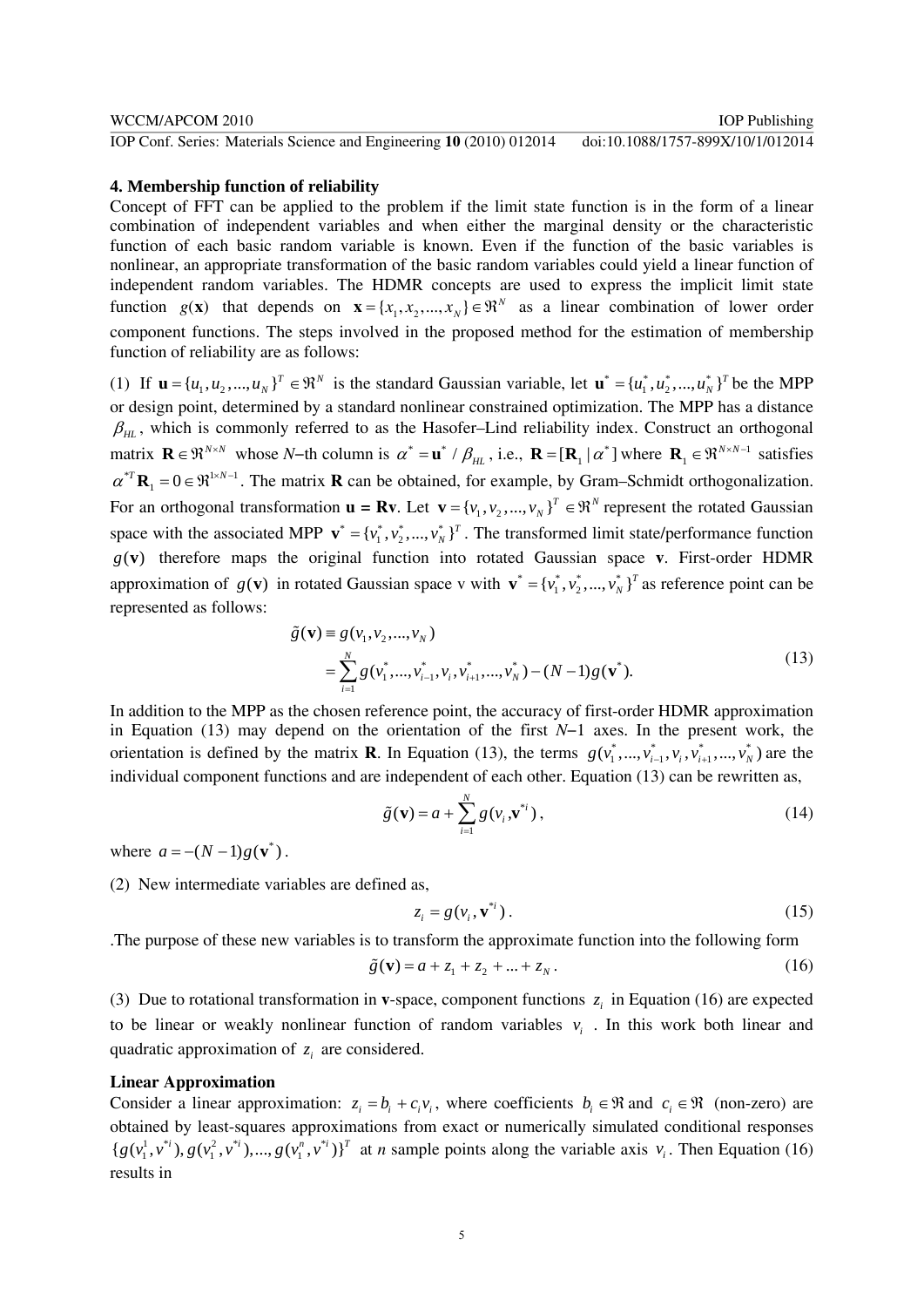### 4. Membership function of reliability

Concept of FFT can be applied to the problem if the limit state function is in the form of a linear combination of independent variables and when either the marginal density or the characteristic function of each basic random variable is known. Even if the function of the basic variables is nonlinear, an appropriate transformation of the basic random variables could yield a linear function of independent random variables. The HDMR concepts are used to express the implicit limit state function $g(\mathbf{x})$ that depends on $\mathbf{x} = \{x_1, x_2, ..., x_N\} \in \Re^N$ as a linear combination of lower order component functions. The steps involved in the proposed method for the estimation of membership function of reliability are as follows:

(1) If $\mathbf{u} = \{u_1, u_2, ..., u_N\}^T \in \Re^N$ is the standard Gaussian variable, let $\mathbf{u}^* = \{u_1^*, u_2^*, ..., u_N^*\}^T$ be the MPP or design point, determined by a standard nonlinear constrained optimization. The MPP has a distance $\beta_{HL}$, which is commonly referred to as the Hasofer–Lind reliability index. Construct an orthogonal matrix $\mathbf{R} \in \Re^{N \times N}$ whose $N$–th column is $\alpha^* = \mathbf{u}^* / \beta_{HL}$, i.e., $\mathbf{R} = [\mathbf{R}_1 \,|\, \alpha^*]$ where $\mathbf{R}_1 \in \Re^{N \times N-1}$ satisfies $\alpha^{*T}\mathbf{R}_1 = 0 \in \Re^{1 \times N-1}$. The matrix $\mathbf{R}$ can be obtained, for example, by Gram–Schmidt orthogonalization. For an orthogonal transformation $\mathbf{u} = \mathbf{R}\mathbf{v}$. Let $\mathbf{v} = \{v_1, v_2, ..., v_N\}^T \in \Re^N$ represent the rotated Gaussian space with the associated MPP $\mathbf{v}^* = \{v_1^*, v_2^*, ..., v_N^*\}^T$. The transformed limit state/performance function $g(\mathbf{v})$ therefore maps the original function into rotated Gaussian space $\mathbf{v}$. First-order HDMR approximation of $g(\mathbf{v})$ in rotated Gaussian space v with $\mathbf{v}^* = \{v_1^*, v_2^*, ..., v_N^*\}^T$ as reference point can be represented as follows:

$$\begin{aligned}\tilde{g}(\mathbf{v}) &\equiv g(v_1, v_2, ..., v_N) \\ &= \sum_{i=1}^{N} g(v_1^*, ..., v_{i-1}^*, v_i, v_{i+1}^*, ..., v_N^*) - (N-1)g(\mathbf{v}^*).\end{aligned} \tag{13}$$

In addition to the MPP as the chosen reference point, the accuracy of first-order HDMR approximation in Equation (13) may depend on the orientation of the first $N$–1 axes. In the present work, the orientation is defined by the matrix $\mathbf{R}$. In Equation (13), the terms $g(v_1^*, ..., v_{i-1}^*, v_i, v_{i+1}^*, ..., v_N^*)$ are the individual component functions and are independent of each other. Equation (13) can be rewritten as,

$$\tilde{g}(\mathbf{v}) = a + \sum_{i=1}^{N} g(v_i, \mathbf{v}^{*i}), \tag{14}$$

where $a = -(N-1)g(\mathbf{v}^*)$.

(2) New intermediate variables are defined as,

$$z_i = g(v_i, \mathbf{v}^{*i}). \tag{15}$$

.The purpose of these new variables is to transform the approximate function into the following form

$$\tilde{g}(\mathbf{v}) = a + z_1 + z_2 + ... + z_N. \tag{16}$$

(3) Due to rotational transformation in $\mathbf{v}$-space, component functions $z_i$ in Equation (16) are expected to be linear or weakly nonlinear function of random variables $v_i$. In this work both linear and quadratic approximation of $z_i$ are considered.

**Linear Approximation**

Consider a linear approximation: $z_i = b_i + c_i v_i$, where coefficients $b_i \in \Re$ and $c_i \in \Re$ (non-zero) are obtained by least-squares approximations from exact or numerically simulated conditional responses $\{g(v_1^1, v^{*i}), g(v_1^2, v^{*i}), ..., g(v_1^n, v^{*i})\}^T$ at $n$ sample points along the variable axis $v_i$. Then Equation (16) results in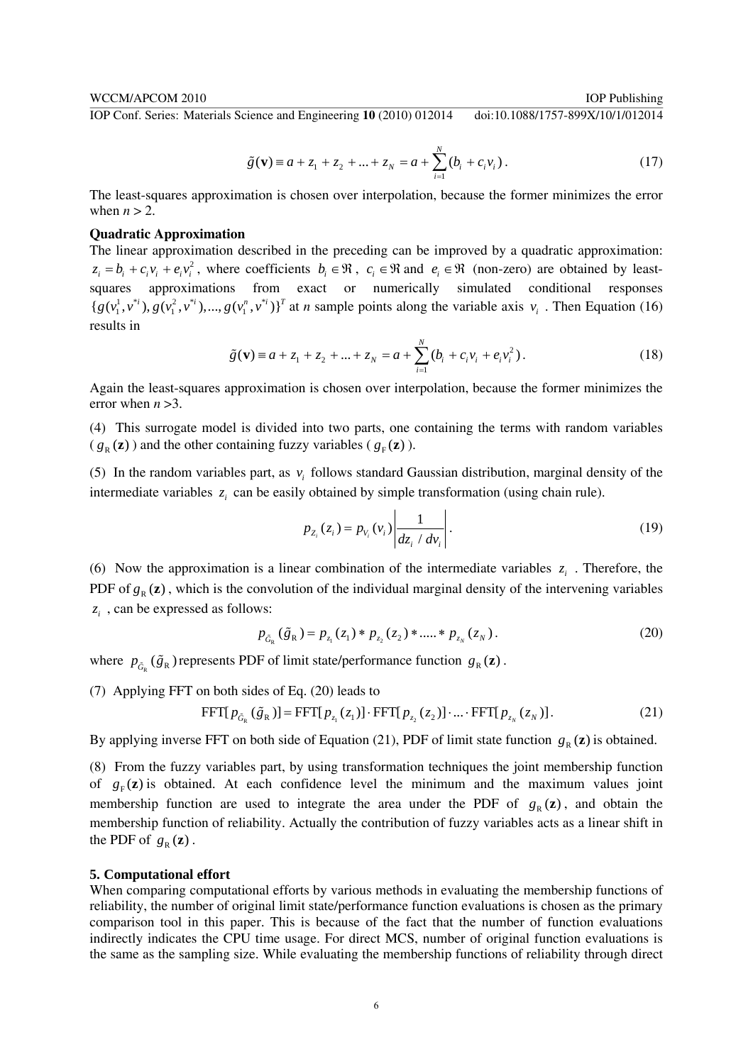$$\tilde{g}(\mathbf{v}) \equiv a + z_1 + z_2 + ... + z_N = a + \sum_{i=1}^{N} (b_i + c_i v_i) \,. \tag{17}$$

The least-squares approximation is chosen over interpolation, because the former minimizes the error when $n > 2$.

**Quadratic Approximation**

The linear approximation described in the preceding can be improved by a quadratic approximation: $z_i = b_i + c_i v_i + e_i v_i^2$, where coefficients $b_i \in \Re$, $c_i \in \Re$ and $e_i \in \Re$ (non-zero) are obtained by least-squares approximations from exact or numerically simulated conditional responses $\{g(v_1^1, v^{*i}), g(v_1^2, v^{*i}), ..., g(v_1^n, v^{*i})\}^T$ at $n$ sample points along the variable axis $v_i$. Then Equation (16) results in

$$\tilde{g}(\mathbf{v}) \equiv a + z_1 + z_2 + ... + z_N = a + \sum_{i=1}^{N} (b_i + c_i v_i + e_i v_i^2) \,. \tag{18}$$

Again the least-squares approximation is chosen over interpolation, because the former minimizes the error when $n > 3$.

(4) This surrogate model is divided into two parts, one containing the terms with random variables ($g_{\mathrm{R}}(\mathbf{z})$) and the other containing fuzzy variables ($g_{\mathrm{F}}(\mathbf{z})$).

(5) In the random variables part, as $v_i$ follows standard Gaussian distribution, marginal density of the intermediate variables $z_i$ can be easily obtained by simple transformation (using chain rule).

$$p_{Z_i}(z_i) = p_{V_i}(v_i) \left| \frac{1}{dz_i \,/\, dv_i} \right| . \tag{19}$$

(6) Now the approximation is a linear combination of the intermediate variables $z_i$. Therefore, the PDF of $g_{\mathrm{R}}(\mathbf{z})$, which is the convolution of the individual marginal density of the intervening variables $z_i$, can be expressed as follows:

$$p_{\tilde{G}_{\mathrm{R}}}(\tilde{g}_{\mathrm{R}}) = p_{z_1}(z_1) * p_{z_2}(z_2) * ..... * p_{z_N}(z_N) \,. \tag{20}$$

where $p_{\tilde{G}_{\mathrm{R}}}(\tilde{g}_{\mathrm{R}})$ represents PDF of limit state/performance function $g_{\mathrm{R}}(\mathbf{z})$.

(7) Applying FFT on both sides of Eq. (20) leads to

$$\mathrm{FFT}[p_{\tilde{G}_{\mathrm{R}}}(\tilde{g}_{\mathrm{R}})] = \mathrm{FFT}[p_{z_1}(z_1)] \cdot \mathrm{FFT}[p_{z_2}(z_2)] \cdot ... \cdot \mathrm{FFT}[p_{z_N}(z_N)] \,. \tag{21}$$

By applying inverse FFT on both side of Equation (21), PDF of limit state function $g_{\mathrm{R}}(\mathbf{z})$ is obtained.

(8) From the fuzzy variables part, by using transformation techniques the joint membership function of $g_{\mathrm{F}}(\mathbf{z})$ is obtained. At each confidence level the minimum and the maximum values joint membership function are used to integrate the area under the PDF of $g_{\mathrm{R}}(\mathbf{z})$, and obtain the membership function of reliability. Actually the contribution of fuzzy variables acts as a linear shift in the PDF of $g_{\mathrm{R}}(\mathbf{z})$.

## 5. Computational effort

When comparing computational efforts by various methods in evaluating the membership functions of reliability, the number of original limit state/performance function evaluations is chosen as the primary comparison tool in this paper. This is because of the fact that the number of function evaluations indirectly indicates the CPU time usage. For direct MCS, number of original function evaluations is the same as the sampling size. While evaluating the membership functions of reliability through direct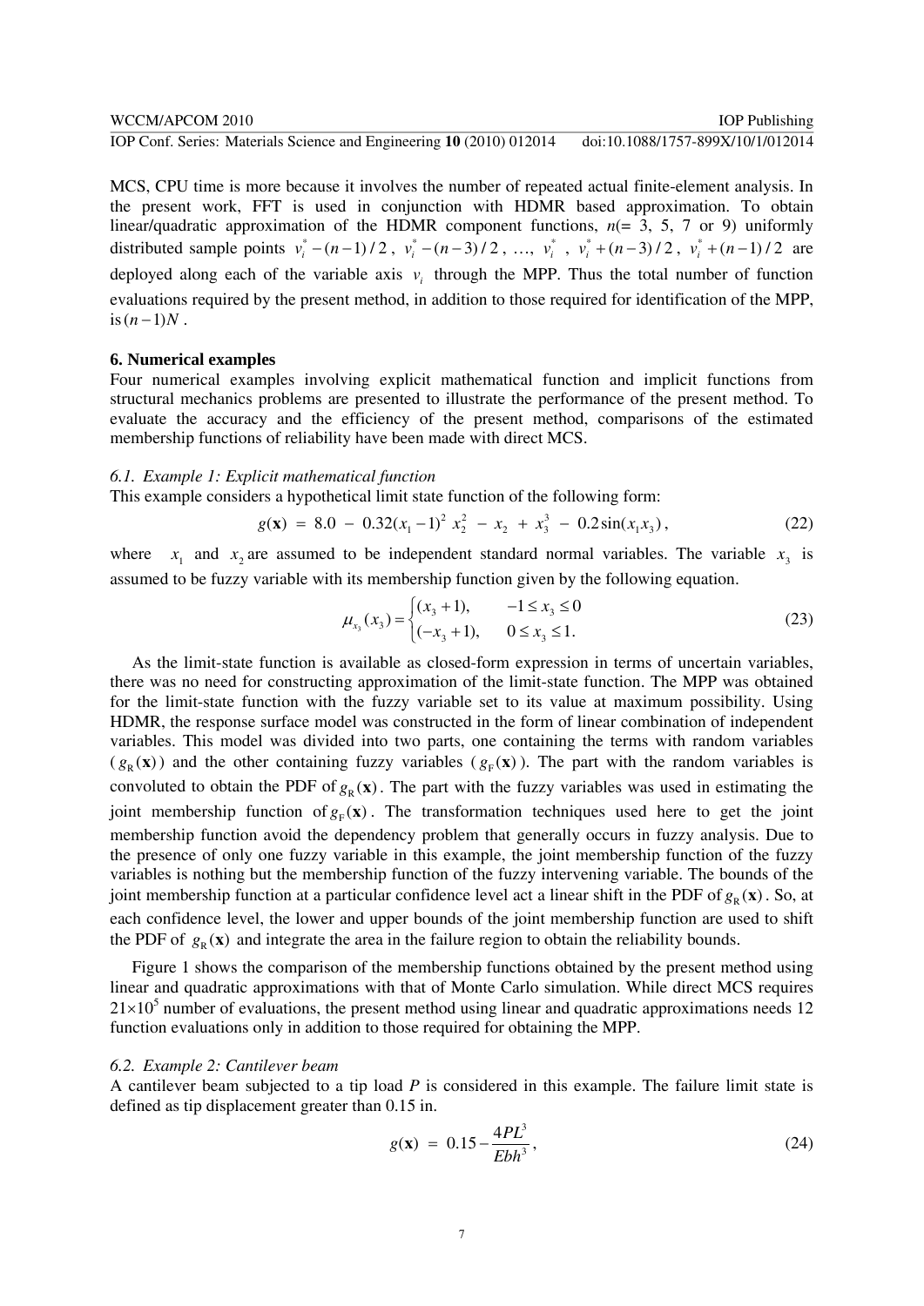MCS, CPU time is more because it involves the number of repeated actual finite-element analysis. In the present work, FFT is used in conjunction with HDMR based approximation. To obtain linear/quadratic approximation of the HDMR component functions, $n$(= 3, 5, 7 or 9) uniformly distributed sample points $v_i^* - (n-1)/2$, $v_i^* - (n-3)/2$, …, $v_i^*$, $v_i^* + (n-3)/2$, $v_i^* + (n-1)/2$ are deployed along each of the variable axis $v_i$ through the MPP. Thus the total number of function evaluations required by the present method, in addition to those required for identification of the MPP, is $(n-1)N$.

## 6. Numerical examples

Four numerical examples involving explicit mathematical function and implicit functions from structural mechanics problems are presented to illustrate the performance of the present method. To evaluate the accuracy and the efficiency of the present method, comparisons of the estimated membership functions of reliability have been made with direct MCS.

### 6.1. Example 1: Explicit mathematical function

This example considers a hypothetical limit state function of the following form:

$$g(\mathbf{x}) = 8.0 - 0.32(x_1 - 1)^2 x_2^2 - x_2 + x_3^3 - 0.2\sin(x_1 x_3), \tag{22}$$

where $x_1$ and $x_2$ are assumed to be independent standard normal variables. The variable $x_3$ is assumed to be fuzzy variable with its membership function given by the following equation.

$$\mu_{x_3}(x_3) = \begin{cases} (x_3 + 1), & -1 \le x_3 \le 0 \\ (-x_3 + 1), & 0 \le x_3 \le 1. \end{cases} \tag{23}$$

As the limit-state function is available as closed-form expression in terms of uncertain variables, there was no need for constructing approximation of the limit-state function. The MPP was obtained for the limit-state function with the fuzzy variable set to its value at maximum possibility. Using HDMR, the response surface model was constructed in the form of linear combination of independent variables. This model was divided into two parts, one containing the terms with random variables ($g_{\text{R}}(\mathbf{x})$) and the other containing fuzzy variables ($g_{\text{F}}(\mathbf{x})$). The part with the random variables is convoluted to obtain the PDF of $g_{\text{R}}(\mathbf{x})$. The part with the fuzzy variables was used in estimating the joint membership function of $g_{\text{F}}(\mathbf{x})$. The transformation techniques used here to get the joint membership function avoid the dependency problem that generally occurs in fuzzy analysis. Due to the presence of only one fuzzy variable in this example, the joint membership function of the fuzzy variables is nothing but the membership function of the fuzzy intervening variable. The bounds of the joint membership function at a particular confidence level act a linear shift in the PDF of $g_{\text{R}}(\mathbf{x})$. So, at each confidence level, the lower and upper bounds of the joint membership function are used to shift the PDF of $g_{\text{R}}(\mathbf{x})$ and integrate the area in the failure region to obtain the reliability bounds.

Figure 1 shows the comparison of the membership functions obtained by the present method using linear and quadratic approximations with that of Monte Carlo simulation. While direct MCS requires $21\times10^5$ number of evaluations, the present method using linear and quadratic approximations needs 12 function evaluations only in addition to those required for obtaining the MPP.

### 6.2. Example 2: Cantilever beam

A cantilever beam subjected to a tip load $P$ is considered in this example. The failure limit state is defined as tip displacement greater than 0.15 in.

$$g(\mathbf{x}) = 0.15 - \frac{4PL^3}{Ebh^3}, \tag{24}$$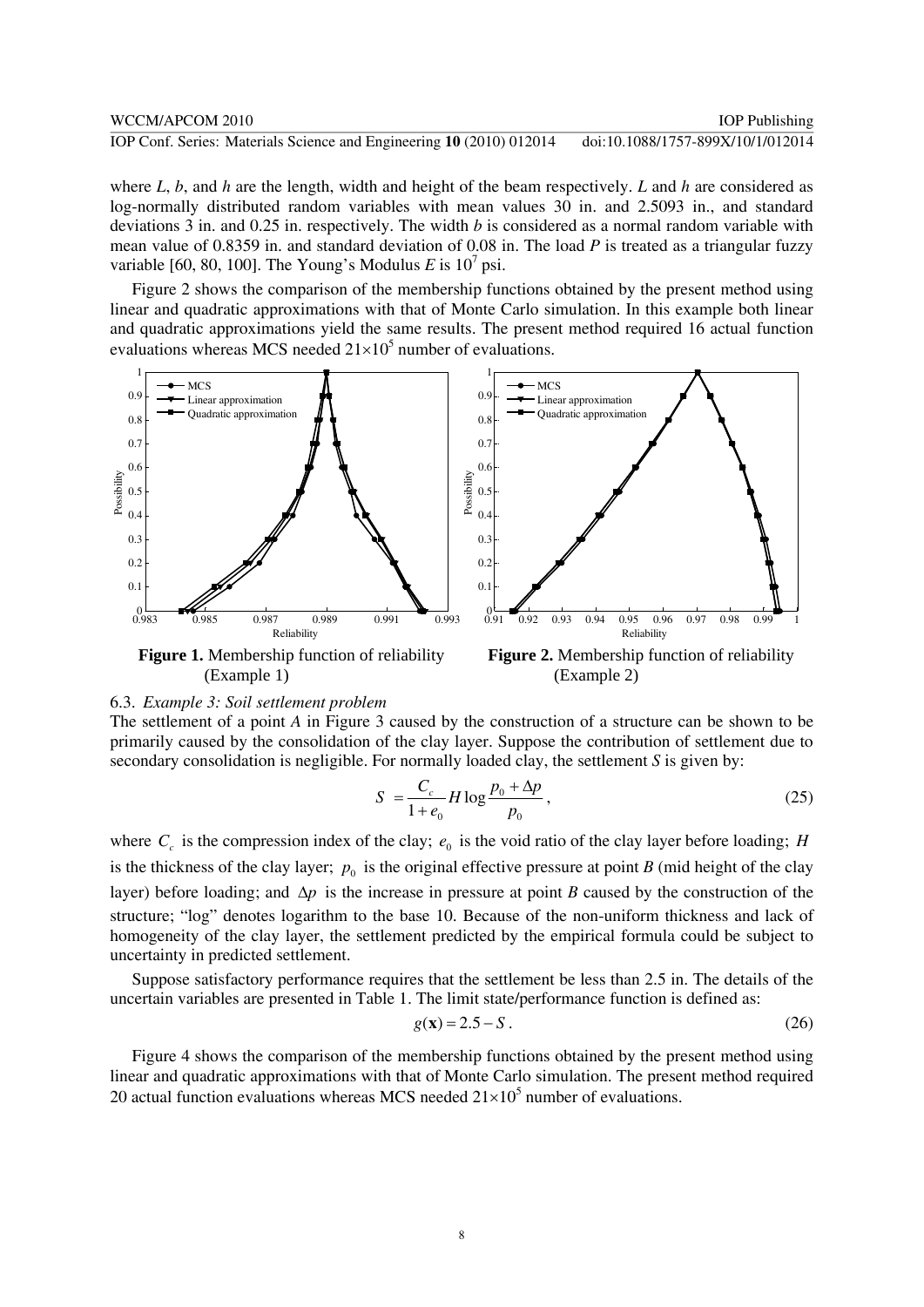where *L*, *b*, and *h* are the length, width and height of the beam respectively. *L* and *h* are considered as log-normally distributed random variables with mean values 30 in. and 2.5093 in., and standard deviations 3 in. and 0.25 in. respectively. The width *b* is considered as a normal random variable with mean value of 0.8359 in. and standard deviation of 0.08 in. The load *P* is treated as a triangular fuzzy variable [60, 80, 100]. The Young's Modulus *E* is $10^7$ psi.

Figure 2 shows the comparison of the membership functions obtained by the present method using linear and quadratic approximations with that of Monte Carlo simulation. In this example both linear and quadratic approximations yield the same results. The present method required 16 actual function evaluations whereas MCS needed $21\times10^5$ number of evaluations.

**Figure 1.** Membership function of reliability (Example 1)

**Figure 2.** Membership function of reliability (Example 2)

### 6.3. *Example 3: Soil settlement problem*

The settlement of a point *A* in Figure 3 caused by the construction of a structure can be shown to be primarily caused by the consolidation of the clay layer. Suppose the contribution of settlement due to secondary consolidation is negligible. For normally loaded clay, the settlement *S* is given by:

$$S = \frac{C_c}{1+e_0} H \log \frac{p_0 + \Delta p}{p_0}, \tag{25}$$

where $C_c$ is the compression index of the clay; $e_0$ is the void ratio of the clay layer before loading; $H$ is the thickness of the clay layer; $p_0$ is the original effective pressure at point *B* (mid height of the clay layer) before loading; and $\Delta p$ is the increase in pressure at point *B* caused by the construction of the structure; "log" denotes logarithm to the base 10. Because of the non-uniform thickness and lack of homogeneity of the clay layer, the settlement predicted by the empirical formula could be subject to uncertainty in predicted settlement.

Suppose satisfactory performance requires that the settlement be less than 2.5 in. The details of the uncertain variables are presented in Table 1. The limit state/performance function is defined as:

$$g(\mathbf{x}) = 2.5 - S. \tag{26}$$

Figure 4 shows the comparison of the membership functions obtained by the present method using linear and quadratic approximations with that of Monte Carlo simulation. The present method required 20 actual function evaluations whereas MCS needed $21\times10^5$ number of evaluations.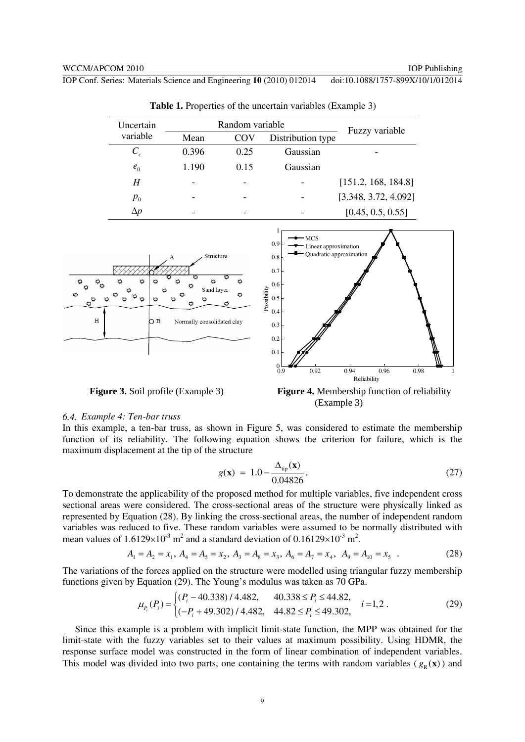**Table 1.** Properties of the uncertain variables (Example 3)

| Uncertain variable | Random variable | | | Fuzzy variable |
|---|---|---|---|---|
| | Mean | COV | Distribution type | |
| $C_c$ | 0.396 | 0.25 | Gaussian | - |
| $e_0$ | 1.190 | 0.15 | Gaussian | |
| $H$ | - | - | - | [151.2, 168, 184.8] |
| $p_0$ | - | - | - | [3.348, 3.72, 4.092] |
| $\Delta p$ | - | - | - | [0.45, 0.5, 0.55] |

**Figure 3.** Soil profile (Example 3)

**Figure 4.** Membership function of reliability (Example 3)

### 6.4. Example 4: Ten-bar truss

In this example, a ten-bar truss, as shown in Figure 5, was considered to estimate the membership function of its reliability. The following equation shows the criterion for failure, which is the maximum displacement at the tip of the structure

$$g(\mathbf{x}) = 1.0 - \frac{\Delta_{\text{tip}}(\mathbf{x})}{0.04826}. \tag{27}$$

To demonstrate the applicability of the proposed method for multiple variables, five independent cross sectional areas were considered. The cross-sectional areas of the structure were physically linked as represented by Equation (28). By linking the cross-sectional areas, the number of independent random variables was reduced to five. These random variables were assumed to be normally distributed with mean values of $1.6129\times10^{-3}$ m$^2$ and a standard deviation of $0.16129\times10^{-3}$ m$^2$.

$$A_1 = A_2 = x_1,\ A_4 = A_5 = x_2,\ A_3 = A_8 = x_3,\ A_6 = A_7 = x_4,\ \ A_9 = A_{10} = x_5 \ . \tag{28}$$

The variations of the forces applied on the structure were modelled using triangular fuzzy membership functions given by Equation (29). The Young's modulus was taken as 70 GPa.

$$\mu_{P_i}(P_i) = \begin{cases} (P_i - 40.338)/4.482, & 40.338 \le P_i \le 44.82, \\ (-P_i + 49.302)/4.482, & 44.82 \le P_i \le 49.302, \end{cases} \quad i = 1,2 \ . \tag{29}$$

Since this example is a problem with implicit limit-state function, the MPP was obtained for the limit-state with the fuzzy variables set to their values at maximum possibility. Using HDMR, the response surface model was constructed in the form of linear combination of independent variables. This model was divided into two parts, one containing the terms with random variables ($g_R(\mathbf{x})$) and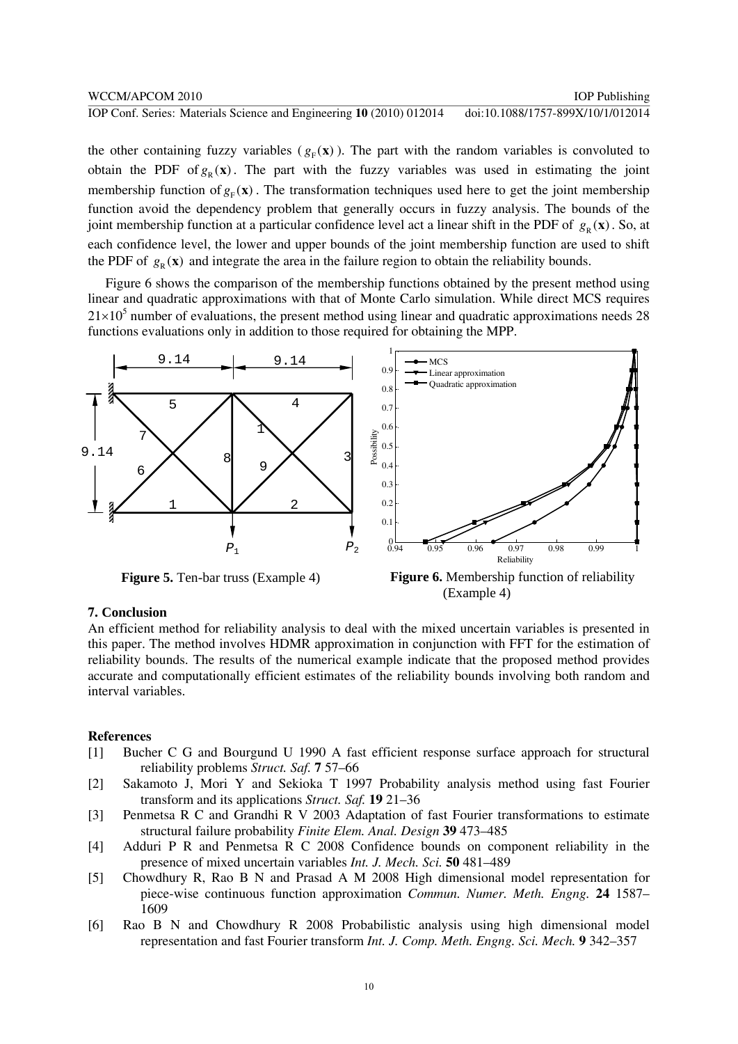the other containing fuzzy variables ($g_F(\mathbf{x})$). The part with the random variables is convoluted to obtain the PDF of $g_R(\mathbf{x})$. The part with the fuzzy variables was used in estimating the joint membership function of $g_F(\mathbf{x})$. The transformation techniques used here to get the joint membership function avoid the dependency problem that generally occurs in fuzzy analysis. The bounds of the joint membership function at a particular confidence level act a linear shift in the PDF of $g_R(\mathbf{x})$. So, at each confidence level, the lower and upper bounds of the joint membership function are used to shift the PDF of $g_R(\mathbf{x})$ and integrate the area in the failure region to obtain the reliability bounds.

Figure 6 shows the comparison of the membership functions obtained by the present method using linear and quadratic approximations with that of Monte Carlo simulation. While direct MCS requires $21\times10^5$ number of evaluations, the present method using linear and quadratic approximations needs 28 functions evaluations only in addition to those required for obtaining the MPP.

9.14
9.14
9.14
5
4
7
1
6
8
9
3
1
2
$P_1$
$P_2$

**Figure 5.** Ten-bar truss (Example 4)

MCS
Linear approximation
Quadratic approximation
Possibility
Reliability
0
0.1
0.2
0.3
0.4
0.5
0.6
0.7
0.8
0.9
1
0.94
0.95
0.96
0.97
0.98
0.99
1

**Figure 6.** Membership function of reliability (Example 4)

## 7. Conclusion

An efficient method for reliability analysis to deal with the mixed uncertain variables is presented in this paper. The method involves HDMR approximation in conjunction with FFT for the estimation of reliability bounds. The results of the numerical example indicate that the proposed method provides accurate and computationally efficient estimates of the reliability bounds involving both random and interval variables.

## References

[1] Bucher C G and Bourgund U 1990 A fast efficient response surface approach for structural reliability problems *Struct. Saf.* **7** 57–66

[2] Sakamoto J, Mori Y and Sekioka T 1997 Probability analysis method using fast Fourier transform and its applications *Struct. Saf.* **19** 21–36

[3] Penmetsa R C and Grandhi R V 2003 Adaptation of fast Fourier transformations to estimate structural failure probability *Finite Elem. Anal. Design* **39** 473–485

[4] Adduri P R and Penmetsa R C 2008 Confidence bounds on component reliability in the presence of mixed uncertain variables *Int. J. Mech. Sci.* **50** 481–489

[5] Chowdhury R, Rao B N and Prasad A M 2008 High dimensional model representation for piece-wise continuous function approximation *Commun. Numer. Meth. Engng.* **24** 1587–1609

[6] Rao B N and Chowdhury R 2008 Probabilistic analysis using high dimensional model representation and fast Fourier transform *Int. J. Comp. Meth. Engng. Sci. Mech.* **9** 342–357